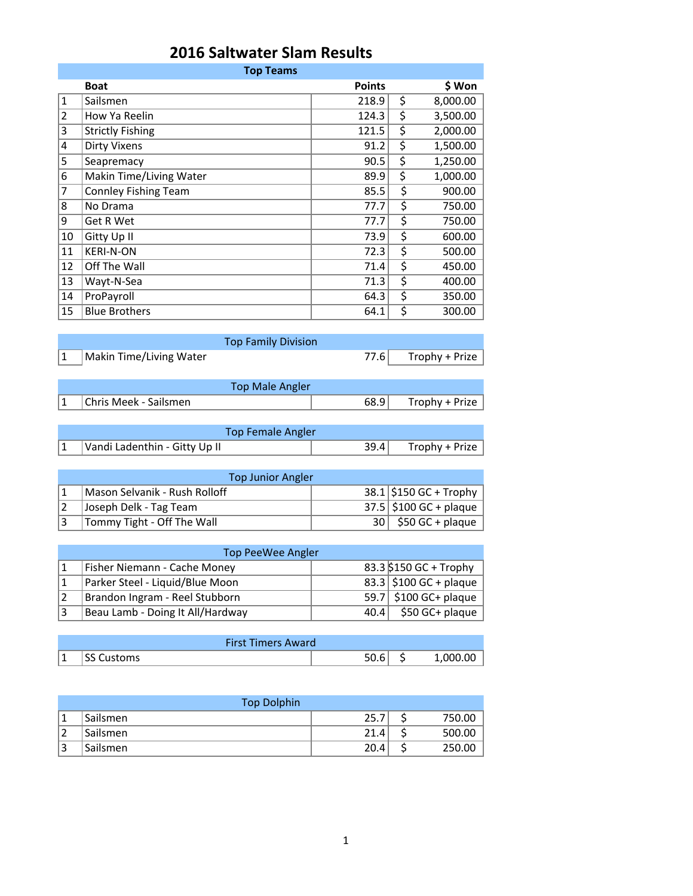# 2016 Saltwater Slam Results

## Top Teams

| | Boat | Points | $ Won |
|---|---|---|---|
| 1 | Sailsmen | 218.9 | $ 8,000.00 |
| 2 | How Ya Reelin | 124.3 | $ 3,500.00 |
| 3 | Strictly Fishing | 121.5 | $ 2,000.00 |
| 4 | Dirty Vixens | 91.2 | $ 1,500.00 |
| 5 | Seapremacy | 90.5 | $ 1,250.00 |
| 6 | Makin Time/Living Water | 89.9 | $ 1,000.00 |
| 7 | Connley Fishing Team | 85.5 | $ 900.00 |
| 8 | No Drama | 77.7 | $ 750.00 |
| 9 | Get R Wet | 77.7 | $ 750.00 |
| 10 | Gitty Up II | 73.9 | $ 600.00 |
| 11 | KERI-N-ON | 72.3 | $ 500.00 |
| 12 | Off The Wall | 71.4 | $ 450.00 |
| 13 | Wayt-N-Sea | 71.3 | $ 400.00 |
| 14 | ProPayroll | 64.3 | $ 350.00 |
| 15 | Blue Brothers | 64.1 | $ 300.00 |

## Top Family Division

| | | | |
|---|---|---|---|
| 1 | Makin Time/Living Water | 77.6 | Trophy + Prize |

## Top Male Angler

| | | | |
|---|---|---|---|
| 1 | Chris Meek - Sailsmen | 68.9 | Trophy + Prize |

## Top Female Angler

| | | | |
|---|---|---|---|
| 1 | Vandi Ladenthin - Gitty Up II | 39.4 | Trophy + Prize |

## Top Junior Angler

| | | | |
|---|---|---|---|
| 1 | Mason Selvanik - Rush Rolloff | 38.1 | $150 GC + Trophy |
| 2 | Joseph Delk - Tag Team | 37.5 | $100 GC + plaque |
| 3 | Tommy Tight - Off The Wall | 30 | $50 GC + plaque |

## Top PeeWee Angler

| | | | |
|---|---|---|---|
| 1 | Fisher Niemann - Cache Money | 83.3 | $150 GC + Trophy |
| 1 | Parker Steel - Liquid/Blue Moon | 83.3 | $100 GC + plaque |
| 2 | Brandon Ingram - Reel Stubborn | 59.7 | $100 GC+ plaque |
| 3 | Beau Lamb - Doing It All/Hardway | 40.4 | $50 GC+ plaque |

## First Timers Award

| | | | |
|---|---|---|---|
| 1 | SS Customs | 50.6 | $ 1,000.00 |

## Top Dolphin

| | | | |
|---|---|---|---|
| 1 | Sailsmen | 25.7 | $ 750.00 |
| 2 | Sailsmen | 21.4 | $ 500.00 |
| 3 | Sailsmen | 20.4 | $ 250.00 |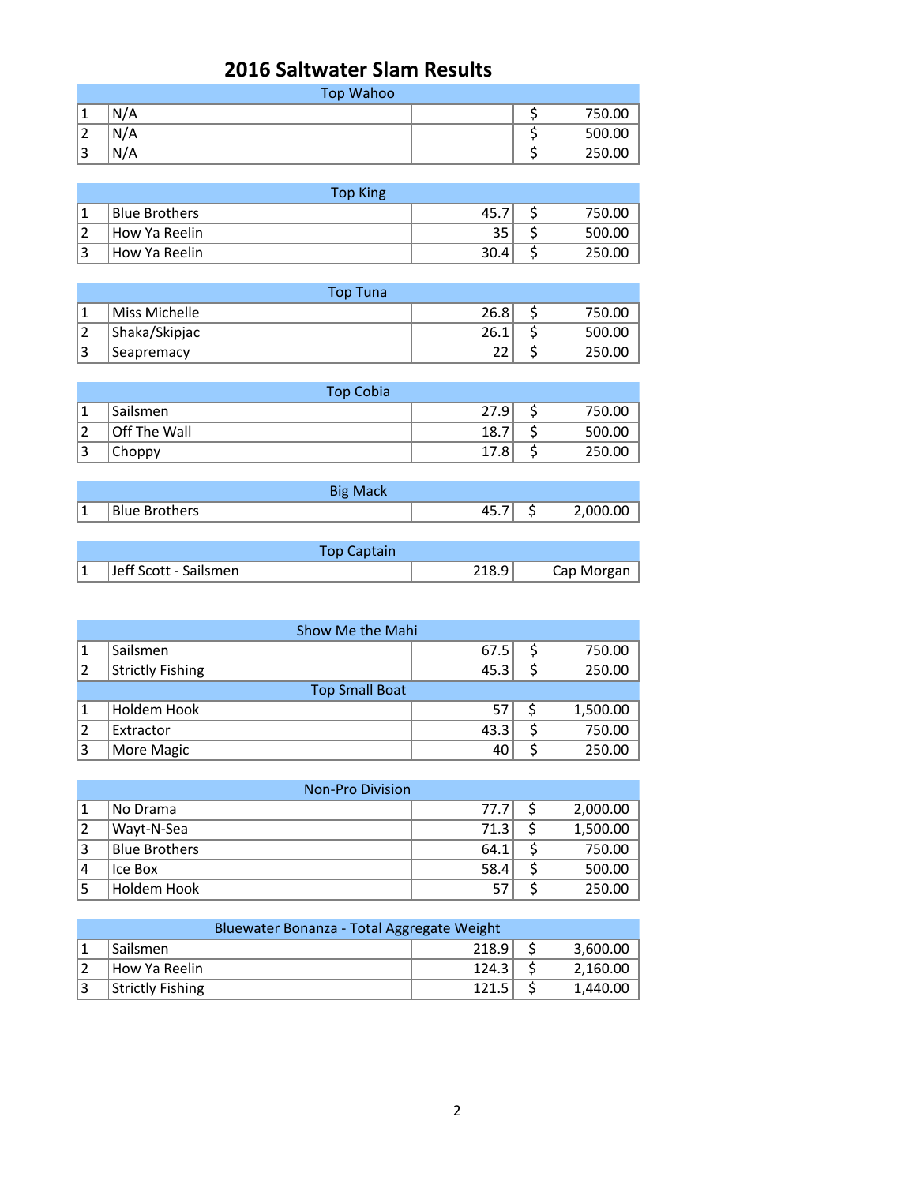# 2016 Saltwater Slam Results

| Top Wahoo | | | |
|---|---|---|---|
| 1 | N/A | | $ 750.00 |
| 2 | N/A | | $ 500.00 |
| 3 | N/A | | $ 250.00 |

| Top King | | | |
|---|---|---|---|
| 1 | Blue Brothers | 45.7 | $ 750.00 |
| 2 | How Ya Reelin | 35 | $ 500.00 |
| 3 | How Ya Reelin | 30.4 | $ 250.00 |

| Top Tuna | | | |
|---|---|---|---|
| 1 | Miss Michelle | 26.8 | $ 750.00 |
| 2 | Shaka/Skipjac | 26.1 | $ 500.00 |
| 3 | Seapremacy | 22 | $ 250.00 |

| Top Cobia | | | |
|---|---|---|---|
| 1 | Sailsmen | 27.9 | $ 750.00 |
| 2 | Off The Wall | 18.7 | $ 500.00 |
| 3 | Choppy | 17.8 | $ 250.00 |

| Big Mack | | | |
|---|---|---|---|
| 1 | Blue Brothers | 45.7 | $ 2,000.00 |

| Top Captain | | | |
|---|---|---|---|
| 1 | Jeff Scott - Sailsmen | 218.9 | Cap Morgan |

| Show Me the Mahi | | | |
|---|---|---|---|
| 1 | Sailsmen | 67.5 | $ 750.00 |
| 2 | Strictly Fishing | 45.3 | $ 250.00 |

| Top Small Boat | | | |
|---|---|---|---|
| 1 | Holdem Hook | 57 | $ 1,500.00 |
| 2 | Extractor | 43.3 | $ 750.00 |
| 3 | More Magic | 40 | $ 250.00 |

| Non-Pro Division | | | |
|---|---|---|---|
| 1 | No Drama | 77.7 | $ 2,000.00 |
| 2 | Wayt-N-Sea | 71.3 | $ 1,500.00 |
| 3 | Blue Brothers | 64.1 | $ 750.00 |
| 4 | Ice Box | 58.4 | $ 500.00 |
| 5 | Holdem Hook | 57 | $ 250.00 |

| Bluewater Bonanza - Total Aggregate Weight | | | |
|---|---|---|---|
| 1 | Sailsmen | 218.9 | $ 3,600.00 |
| 2 | How Ya Reelin | 124.3 | $ 2,160.00 |
| 3 | Strictly Fishing | 121.5 | $ 1,440.00 |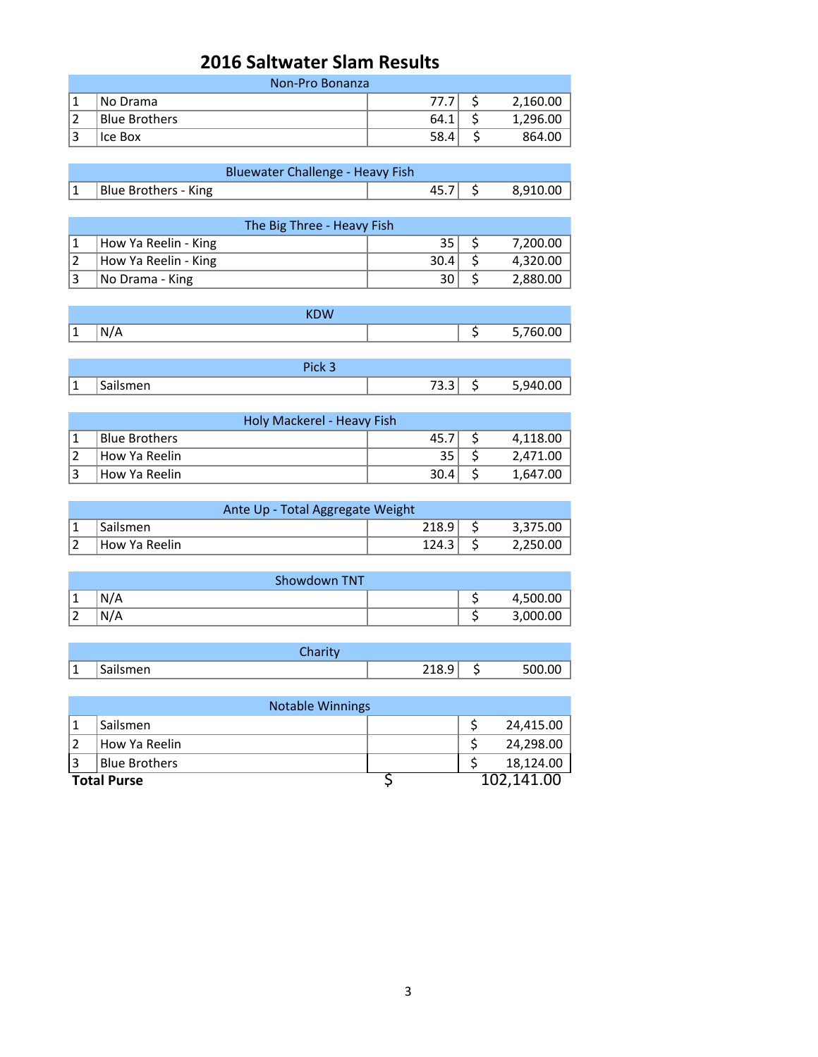# 2016 Saltwater Slam Results

| Non-Pro Bonanza | | | | |
|---|---|---|---|---|
| 1 | No Drama | 77.7 | $ | 2,160.00 |
| 2 | Blue Brothers | 64.1 | $ | 1,296.00 |
| 3 | Ice Box | 58.4 | $ | 864.00 |

| Bluewater Challenge - Heavy Fish | | | | |
|---|---|---|---|---|
| 1 | Blue Brothers - King | 45.7 | $ | 8,910.00 |

| The Big Three - Heavy Fish | | | | |
|---|---|---|---|---|
| 1 | How Ya Reelin - King | 35 | $ | 7,200.00 |
| 2 | How Ya Reelin - King | 30.4 | $ | 4,320.00 |
| 3 | No Drama - King | 30 | $ | 2,880.00 |

| KDW | | | | |
|---|---|---|---|---|
| 1 | N/A | | $ | 5,760.00 |

| Pick 3 | | | | |
|---|---|---|---|---|
| 1 | Sailsmen | 73.3 | $ | 5,940.00 |

| Holy Mackerel - Heavy Fish | | | | |
|---|---|---|---|---|
| 1 | Blue Brothers | 45.7 | $ | 4,118.00 |
| 2 | How Ya Reelin | 35 | $ | 2,471.00 |
| 3 | How Ya Reelin | 30.4 | $ | 1,647.00 |

| Ante Up - Total Aggregate Weight | | | | |
|---|---|---|---|---|
| 1 | Sailsmen | 218.9 | $ | 3,375.00 |
| 2 | How Ya Reelin | 124.3 | $ | 2,250.00 |

| Showdown TNT | | | | |
|---|---|---|---|---|
| 1 | N/A | | $ | 4,500.00 |
| 2 | N/A | | $ | 3,000.00 |

| Charity | | | | |
|---|---|---|---|---|
| 1 | Sailsmen | 218.9 | $ | 500.00 |

| Notable Winnings | | | | |
|---|---|---|---|---|
| 1 | Sailsmen | | $ | 24,415.00 |
| 2 | How Ya Reelin | | $ | 24,298.00 |
| 3 | Blue Brothers | | $ | 18,124.00 |
| **Total Purse** | | | $ | 102,141.00 |